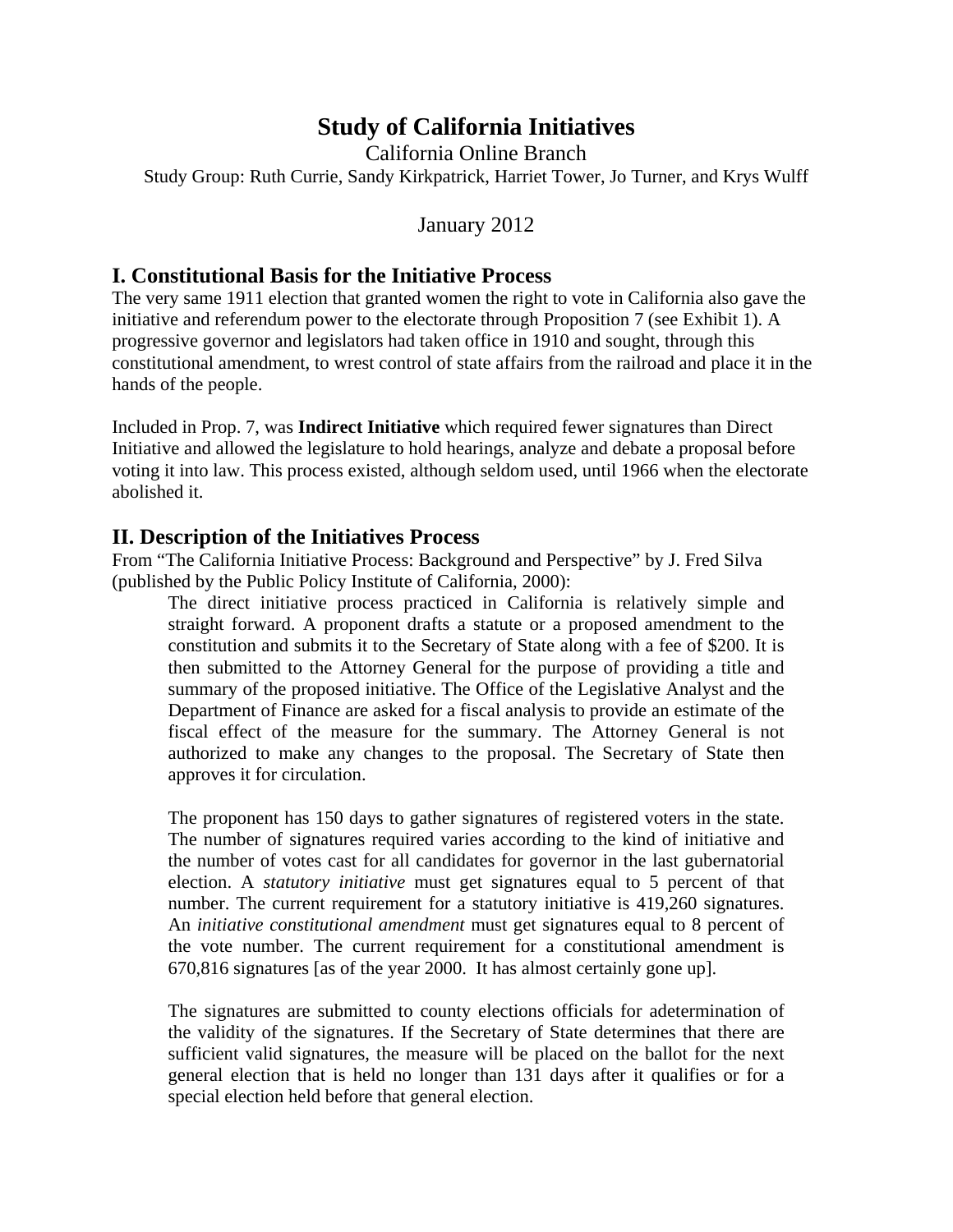# Study of California Initiatives

California Online Branch

Study Group: Ruth Currie, Sandy Kirkpatrick, Harriet Tower, Jo Turner, and Krys Wulff

January 2012

## I. Constitutional Basis for the Initiative Process

The very same 1911 election that granted women the right to vote in California also gave the initiative and referendum power to the electorate through Proposition 7 (see Exhibit 1). A progressive governor and legislators had taken office in 1910 and sought, through this constitutional amendment, to wrest control of state affairs from the railroad and place it in the hands of the people.

Included in Prop. 7, was **Indirect Initiative** which required fewer signatures than Direct Initiative and allowed the legislature to hold hearings, analyze and debate a proposal before voting it into law. This process existed, although seldom used, until 1966 when the electorate abolished it.

## II. Description of the Initiatives Process

From "The California Initiative Process: Background and Perspective" by J. Fred Silva (published by the Public Policy Institute of California, 2000):

> The direct initiative process practiced in California is relatively simple and straight forward. A proponent drafts a statute or a proposed amendment to the constitution and submits it to the Secretary of State along with a fee of $200. It is then submitted to the Attorney General for the purpose of providing a title and summary of the proposed initiative. The Office of the Legislative Analyst and the Department of Finance are asked for a fiscal analysis to provide an estimate of the fiscal effect of the measure for the summary. The Attorney General is not authorized to make any changes to the proposal. The Secretary of State then approves it for circulation.
>
> The proponent has 150 days to gather signatures of registered voters in the state. The number of signatures required varies according to the kind of initiative and the number of votes cast for all candidates for governor in the last gubernatorial election. A *statutory initiative* must get signatures equal to 5 percent of that number. The current requirement for a statutory initiative is 419,260 signatures. An *initiative constitutional amendment* must get signatures equal to 8 percent of the vote number. The current requirement for a constitutional amendment is 670,816 signatures [as of the year 2000. It has almost certainly gone up].
>
> The signatures are submitted to county elections officials for adetermination of the validity of the signatures. If the Secretary of State determines that there are sufficient valid signatures, the measure will be placed on the ballot for the next general election that is held no longer than 131 days after it qualifies or for a special election held before that general election.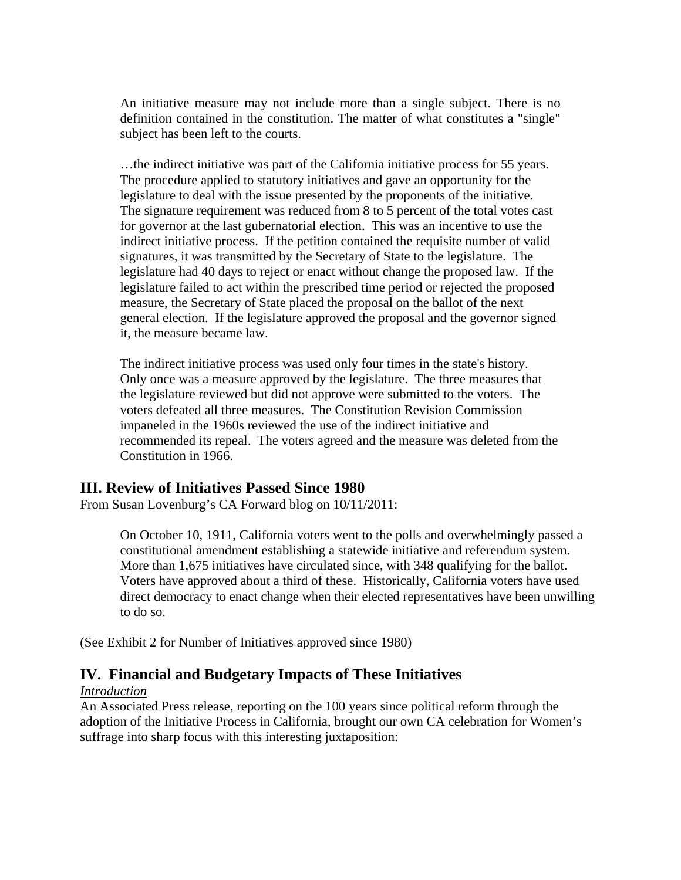> An initiative measure may not include more than a single subject. There is no definition contained in the constitution. The matter of what constitutes a "single" subject has been left to the courts.
>
> …the indirect initiative was part of the California initiative process for 55 years. The procedure applied to statutory initiatives and gave an opportunity for the legislature to deal with the issue presented by the proponents of the initiative. The signature requirement was reduced from 8 to 5 percent of the total votes cast for governor at the last gubernatorial election. This was an incentive to use the indirect initiative process. If the petition contained the requisite number of valid signatures, it was transmitted by the Secretary of State to the legislature. The legislature had 40 days to reject or enact without change the proposed law. If the legislature failed to act within the prescribed time period or rejected the proposed measure, the Secretary of State placed the proposal on the ballot of the next general election. If the legislature approved the proposal and the governor signed it, the measure became law.
>
> The indirect initiative process was used only four times in the state's history. Only once was a measure approved by the legislature. The three measures that the legislature reviewed but did not approve were submitted to the voters. The voters defeated all three measures. The Constitution Revision Commission impaneled in the 1960s reviewed the use of the indirect initiative and recommended its repeal. The voters agreed and the measure was deleted from the Constitution in 1966.

## III. Review of Initiatives Passed Since 1980

From Susan Lovenburg's CA Forward blog on 10/11/2011:

> On October 10, 1911, California voters went to the polls and overwhelmingly passed a constitutional amendment establishing a statewide initiative and referendum system. More than 1,675 initiatives have circulated since, with 348 qualifying for the ballot. Voters have approved about a third of these. Historically, California voters have used direct democracy to enact change when their elected representatives have been unwilling to do so.

(See Exhibit 2 for Number of Initiatives approved since 1980)

## IV. Financial and Budgetary Impacts of These Initiatives

*Introduction*

An Associated Press release, reporting on the 100 years since political reform through the adoption of the Initiative Process in California, brought our own CA celebration for Women's suffrage into sharp focus with this interesting juxtaposition: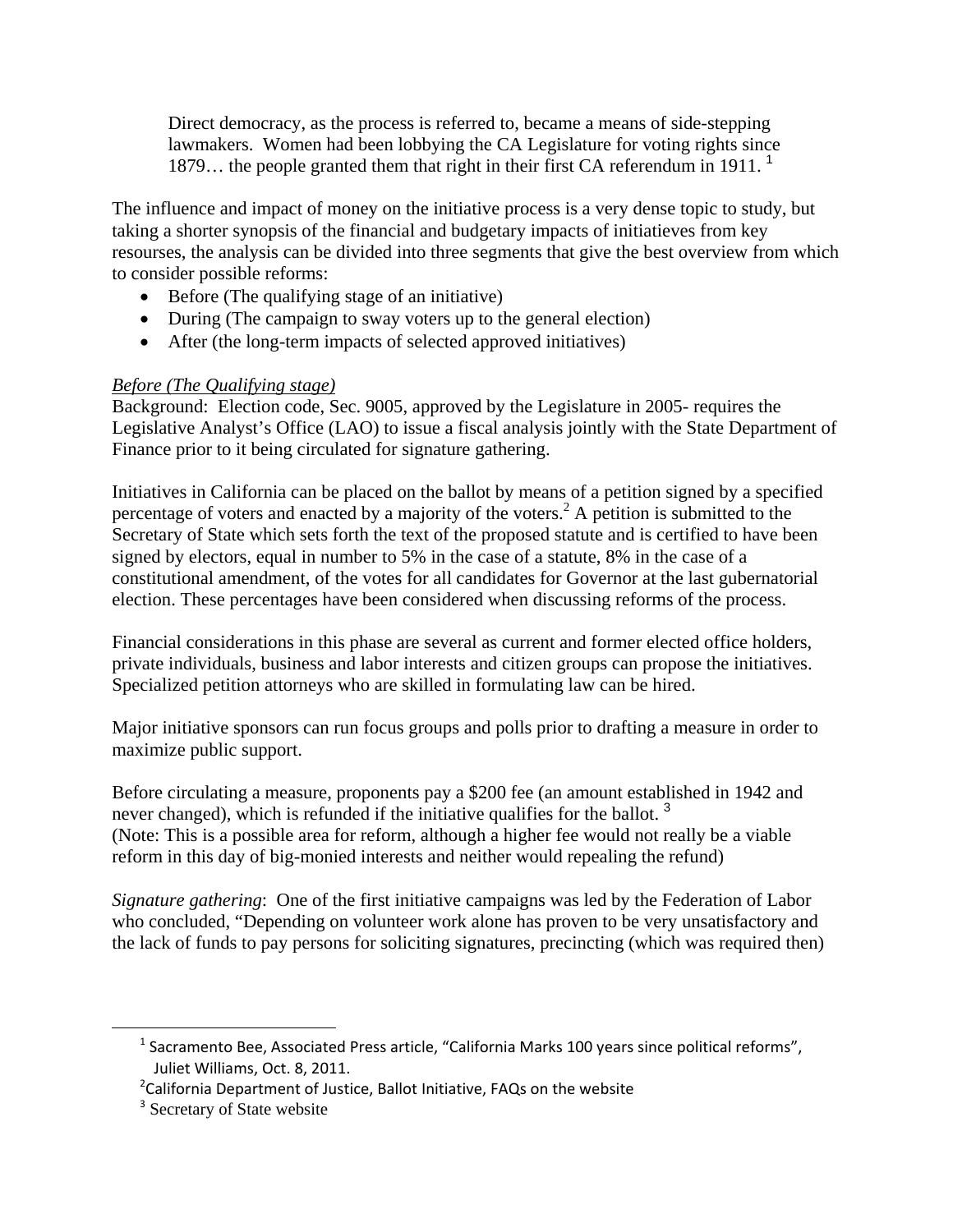> Direct democracy, as the process is referred to, became a means of side-stepping lawmakers. Women had been lobbying the CA Legislature for voting rights since 1879… the people granted them that right in their first CA referendum in 1911. [1]

The influence and impact of money on the initiative process is a very dense topic to study, but taking a shorter synopsis of the financial and budgetary impacts of initiatieves from key resourses, the analysis can be divided into three segments that give the best overview from which to consider possible reforms:

- Before (The qualifying stage of an initiative)
- During (The campaign to sway voters up to the general election)
- After (the long-term impacts of selected approved initiatives)

*Before (The Qualifying stage)*

Background: Election code, Sec. 9005, approved by the Legislature in 2005- requires the Legislative Analyst's Office (LAO) to issue a fiscal analysis jointly with the State Department of Finance prior to it being circulated for signature gathering.

Initiatives in California can be placed on the ballot by means of a petition signed by a specified percentage of voters and enacted by a majority of the voters.[2] A petition is submitted to the Secretary of State which sets forth the text of the proposed statute and is certified to have been signed by electors, equal in number to 5% in the case of a statute, 8% in the case of a constitutional amendment, of the votes for all candidates for Governor at the last gubernatorial election. These percentages have been considered when discussing reforms of the process.

Financial considerations in this phase are several as current and former elected office holders, private individuals, business and labor interests and citizen groups can propose the initiatives. Specialized petition attorneys who are skilled in formulating law can be hired.

Major initiative sponsors can run focus groups and polls prior to drafting a measure in order to maximize public support.

Before circulating a measure, proponents pay a $200 fee (an amount established in 1942 and never changed), which is refunded if the initiative qualifies for the ballot. [3]
(Note: This is a possible area for reform, although a higher fee would not really be a viable reform in this day of big-monied interests and neither would repealing the refund)

*Signature gathering*: One of the first initiative campaigns was led by the Federation of Labor who concluded, "Depending on volunteer work alone has proven to be very unsatisfactory and the lack of funds to pay persons for soliciting signatures, precincting (which was required then)

---

[1] Sacramento Bee, Associated Press article, "California Marks 100 years since political reforms", Juliet Williams, Oct. 8, 2011.

[2] California Department of Justice, Ballot Initiative, FAQs on the website

[3] Secretary of State website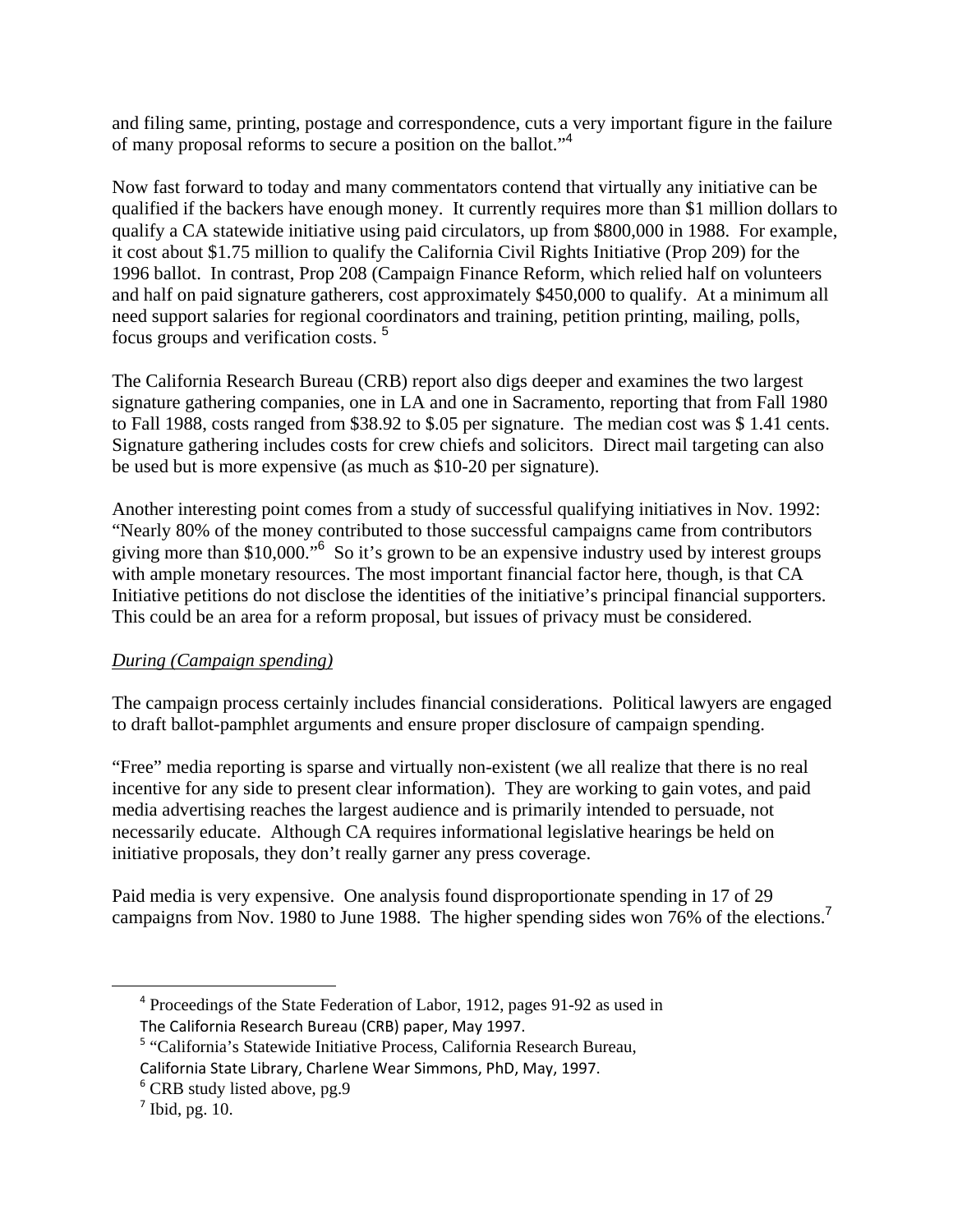and filing same, printing, postage and correspondence, cuts a very important figure in the failure of many proposal reforms to secure a position on the ballot."[4]

Now fast forward to today and many commentators contend that virtually any initiative can be qualified if the backers have enough money. It currently requires more than $1 million dollars to qualify a CA statewide initiative using paid circulators, up from $800,000 in 1988. For example, it cost about $1.75 million to qualify the California Civil Rights Initiative (Prop 209) for the 1996 ballot. In contrast, Prop 208 (Campaign Finance Reform, which relied half on volunteers and half on paid signature gatherers, cost approximately $450,000 to qualify. At a minimum all need support salaries for regional coordinators and training, petition printing, mailing, polls, focus groups and verification costs. [5]

The California Research Bureau (CRB) report also digs deeper and examines the two largest signature gathering companies, one in LA and one in Sacramento, reporting that from Fall 1980 to Fall 1988, costs ranged from $38.92 to $.05 per signature. The median cost was $ 1.41 cents. Signature gathering includes costs for crew chiefs and solicitors. Direct mail targeting can also be used but is more expensive (as much as $10-20 per signature).

Another interesting point comes from a study of successful qualifying initiatives in Nov. 1992: "Nearly 80% of the money contributed to those successful campaigns came from contributors giving more than $10,000."[6] So it's grown to be an expensive industry used by interest groups with ample monetary resources. The most important financial factor here, though, is that CA Initiative petitions do not disclose the identities of the initiative's principal financial supporters. This could be an area for a reform proposal, but issues of privacy must be considered.

*During (Campaign spending)*

The campaign process certainly includes financial considerations. Political lawyers are engaged to draft ballot-pamphlet arguments and ensure proper disclosure of campaign spending.

"Free" media reporting is sparse and virtually non-existent (we all realize that there is no real incentive for any side to present clear information). They are working to gain votes, and paid media advertising reaches the largest audience and is primarily intended to persuade, not necessarily educate. Although CA requires informational legislative hearings be held on initiative proposals, they don't really garner any press coverage.

Paid media is very expensive. One analysis found disproportionate spending in 17 of 29 campaigns from Nov. 1980 to June 1988. The higher spending sides won 76% of the elections.[7]

---

[4] Proceedings of the State Federation of Labor, 1912, pages 91-92 as used in The California Research Bureau (CRB) paper, May 1997.

[5] "California's Statewide Initiative Process, California Research Bureau, California State Library, Charlene Wear Simmons, PhD, May, 1997.

[6] CRB study listed above, pg.9

[7] Ibid, pg. 10.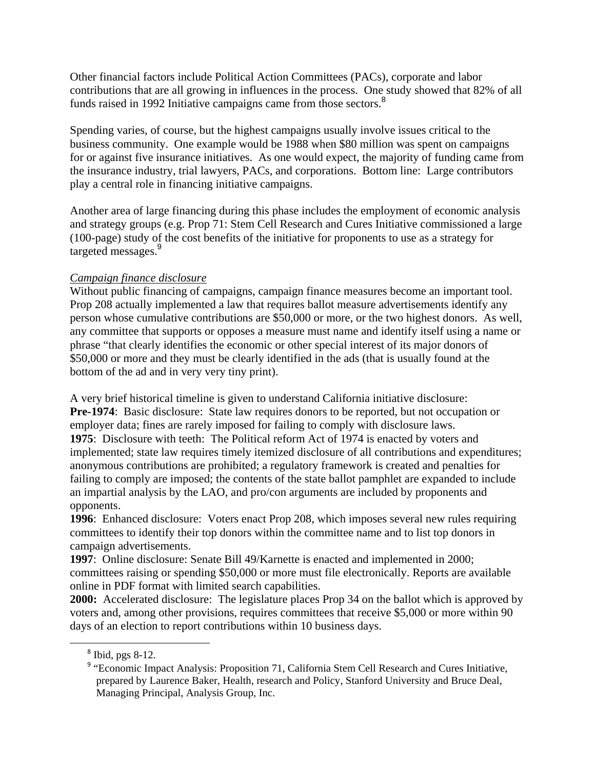Other financial factors include Political Action Committees (PACs), corporate and labor contributions that are all growing in influences in the process. One study showed that 82% of all funds raised in 1992 Initiative campaigns came from those sectors.[8]

Spending varies, of course, but the highest campaigns usually involve issues critical to the business community. One example would be 1988 when $80 million was spent on campaigns for or against five insurance initiatives. As one would expect, the majority of funding came from the insurance industry, trial lawyers, PACs, and corporations. Bottom line: Large contributors play a central role in financing initiative campaigns.

Another area of large financing during this phase includes the employment of economic analysis and strategy groups (e.g. Prop 71: Stem Cell Research and Cures Initiative commissioned a large (100-page) study of the cost benefits of the initiative for proponents to use as a strategy for targeted messages.[9]

<u>*Campaign finance disclosure*</u>

Without public financing of campaigns, campaign finance measures become an important tool. Prop 208 actually implemented a law that requires ballot measure advertisements identify any person whose cumulative contributions are $50,000 or more, or the two highest donors. As well, any committee that supports or opposes a measure must name and identify itself using a name or phrase "that clearly identifies the economic or other special interest of its major donors of $50,000 or more and they must be clearly identified in the ads (that is usually found at the bottom of the ad and in very very tiny print).

A very brief historical timeline is given to understand California initiative disclosure:

**Pre-1974**: Basic disclosure: State law requires donors to be reported, but not occupation or employer data; fines are rarely imposed for failing to comply with disclosure laws.

**1975**: Disclosure with teeth: The Political reform Act of 1974 is enacted by voters and implemented; state law requires timely itemized disclosure of all contributions and expenditures; anonymous contributions are prohibited; a regulatory framework is created and penalties for failing to comply are imposed; the contents of the state ballot pamphlet are expanded to include an impartial analysis by the LAO, and pro/con arguments are included by proponents and opponents.

**1996**: Enhanced disclosure: Voters enact Prop 208, which imposes several new rules requiring committees to identify their top donors within the committee name and to list top donors in campaign advertisements.

**1997**: Online disclosure: Senate Bill 49/Karnette is enacted and implemented in 2000; committees raising or spending $50,000 or more must file electronically. Reports are available online in PDF format with limited search capabilities.

**2000:** Accelerated disclosure: The legislature places Prop 34 on the ballot which is approved by voters and, among other provisions, requires committees that receive $5,000 or more within 90 days of an election to report contributions within 10 business days.

---

[8] Ibid, pgs 8-12.

[9] "Economic Impact Analysis: Proposition 71, California Stem Cell Research and Cures Initiative, prepared by Laurence Baker, Health, research and Policy, Stanford University and Bruce Deal, Managing Principal, Analysis Group, Inc.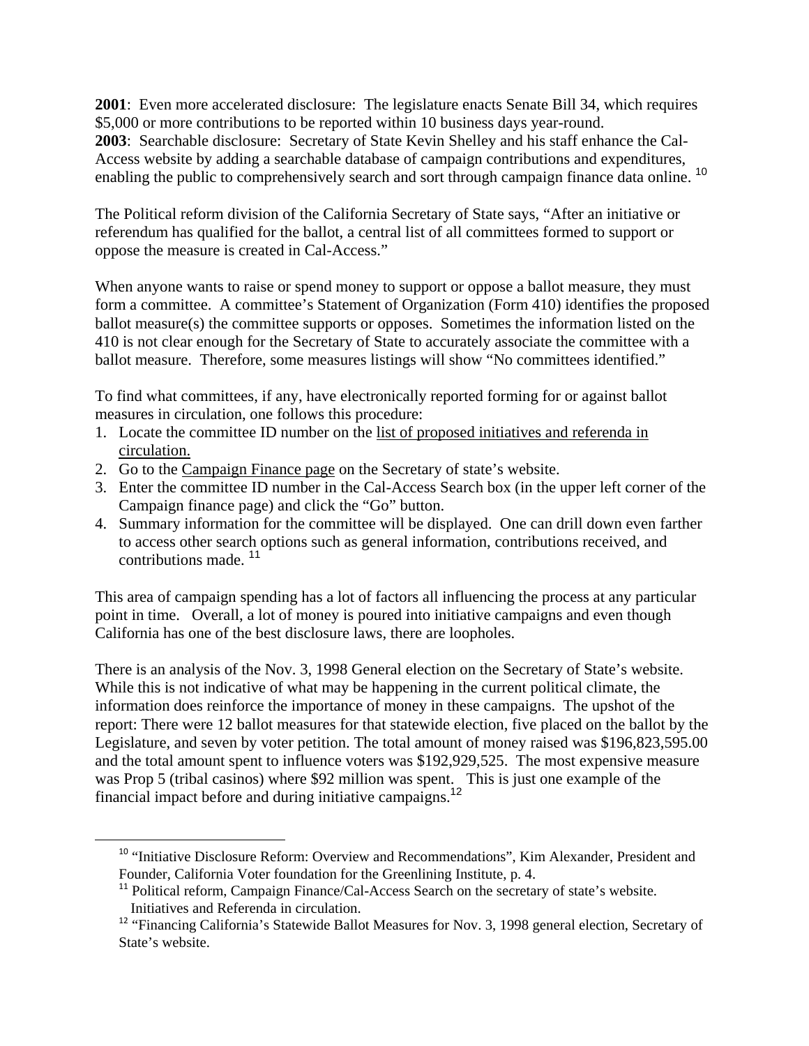**2001**: Even more accelerated disclosure: The legislature enacts Senate Bill 34, which requires $5,000 or more contributions to be reported within 10 business days year-round.
**2003**: Searchable disclosure: Secretary of State Kevin Shelley and his staff enhance the Cal-Access website by adding a searchable database of campaign contributions and expenditures, enabling the public to comprehensively search and sort through campaign finance data online. [10]

The Political reform division of the California Secretary of State says, "After an initiative or referendum has qualified for the ballot, a central list of all committees formed to support or oppose the measure is created in Cal-Access."

When anyone wants to raise or spend money to support or oppose a ballot measure, they must form a committee. A committee's Statement of Organization (Form 410) identifies the proposed ballot measure(s) the committee supports or opposes. Sometimes the information listed on the 410 is not clear enough for the Secretary of State to accurately associate the committee with a ballot measure. Therefore, some measures listings will show "No committees identified."

To find what committees, if any, have electronically reported forming for or against ballot measures in circulation, one follows this procedure:

1. Locate the committee ID number on the list of proposed initiatives and referenda in circulation.
2. Go to the Campaign Finance page on the Secretary of state's website.
3. Enter the committee ID number in the Cal-Access Search box (in the upper left corner of the Campaign finance page) and click the "Go" button.
4. Summary information for the committee will be displayed. One can drill down even farther to access other search options such as general information, contributions received, and contributions made. [11]

This area of campaign spending has a lot of factors all influencing the process at any particular point in time. Overall, a lot of money is poured into initiative campaigns and even though California has one of the best disclosure laws, there are loopholes.

There is an analysis of the Nov. 3, 1998 General election on the Secretary of State's website. While this is not indicative of what may be happening in the current political climate, the information does reinforce the importance of money in these campaigns. The upshot of the report: There were 12 ballot measures for that statewide election, five placed on the ballot by the Legislature, and seven by voter petition. The total amount of money raised was $196,823,595.00 and the total amount spent to influence voters was $192,929,525. The most expensive measure was Prop 5 (tribal casinos) where $92 million was spent. This is just one example of the financial impact before and during initiative campaigns.[12]

---

[10] "Initiative Disclosure Reform: Overview and Recommendations", Kim Alexander, President and Founder, California Voter foundation for the Greenlining Institute, p. 4.

[11] Political reform, Campaign Finance/Cal-Access Search on the secretary of state's website. Initiatives and Referenda in circulation.

[12] "Financing California's Statewide Ballot Measures for Nov. 3, 1998 general election, Secretary of State's website.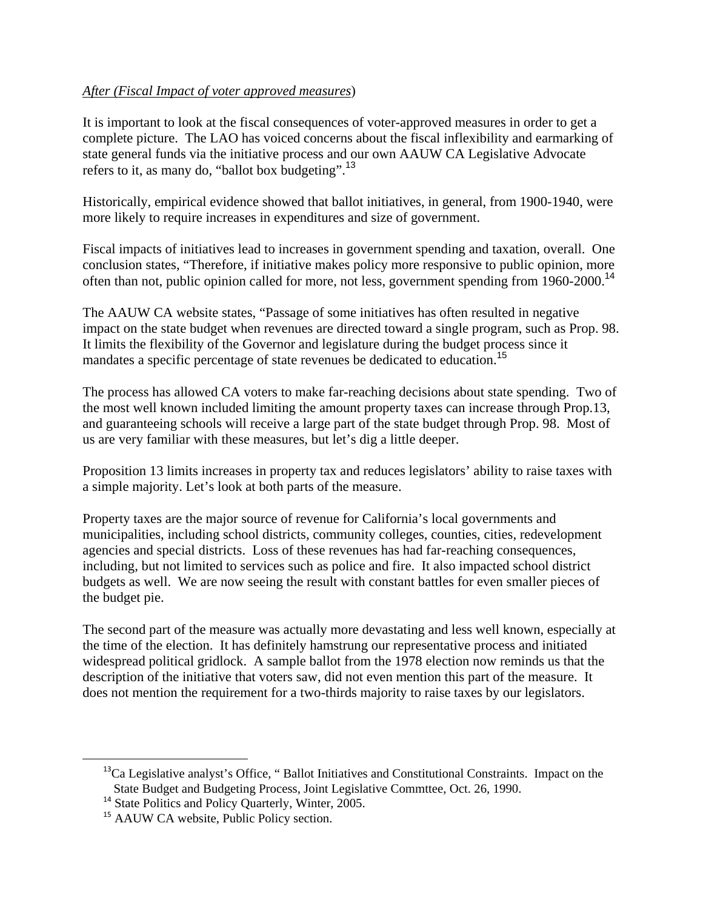*After (Fiscal Impact of voter approved measures*)

It is important to look at the fiscal consequences of voter-approved measures in order to get a complete picture. The LAO has voiced concerns about the fiscal inflexibility and earmarking of state general funds via the initiative process and our own AAUW CA Legislative Advocate refers to it, as many do, "ballot box budgeting".[13]

Historically, empirical evidence showed that ballot initiatives, in general, from 1900-1940, were more likely to require increases in expenditures and size of government.

Fiscal impacts of initiatives lead to increases in government spending and taxation, overall. One conclusion states, "Therefore, if initiative makes policy more responsive to public opinion, more often than not, public opinion called for more, not less, government spending from 1960-2000.[14]

The AAUW CA website states, "Passage of some initiatives has often resulted in negative impact on the state budget when revenues are directed toward a single program, such as Prop. 98. It limits the flexibility of the Governor and legislature during the budget process since it mandates a specific percentage of state revenues be dedicated to education.[15]

The process has allowed CA voters to make far-reaching decisions about state spending. Two of the most well known included limiting the amount property taxes can increase through Prop.13, and guaranteeing schools will receive a large part of the state budget through Prop. 98. Most of us are very familiar with these measures, but let's dig a little deeper.

Proposition 13 limits increases in property tax and reduces legislators' ability to raise taxes with a simple majority. Let's look at both parts of the measure.

Property taxes are the major source of revenue for California's local governments and municipalities, including school districts, community colleges, counties, cities, redevelopment agencies and special districts. Loss of these revenues has had far-reaching consequences, including, but not limited to services such as police and fire. It also impacted school district budgets as well. We are now seeing the result with constant battles for even smaller pieces of the budget pie.

The second part of the measure was actually more devastating and less well known, especially at the time of the election. It has definitely hamstrung our representative process and initiated widespread political gridlock. A sample ballot from the 1978 election now reminds us that the description of the initiative that voters saw, did not even mention this part of the measure. It does not mention the requirement for a two-thirds majority to raise taxes by our legislators.

---

[13] Ca Legislative analyst's Office, " Ballot Initiatives and Constitutional Constraints. Impact on the State Budget and Budgeting Process, Joint Legislative Commttee, Oct. 26, 1990.

[14] State Politics and Policy Quarterly, Winter, 2005.

[15] AAUW CA website, Public Policy section.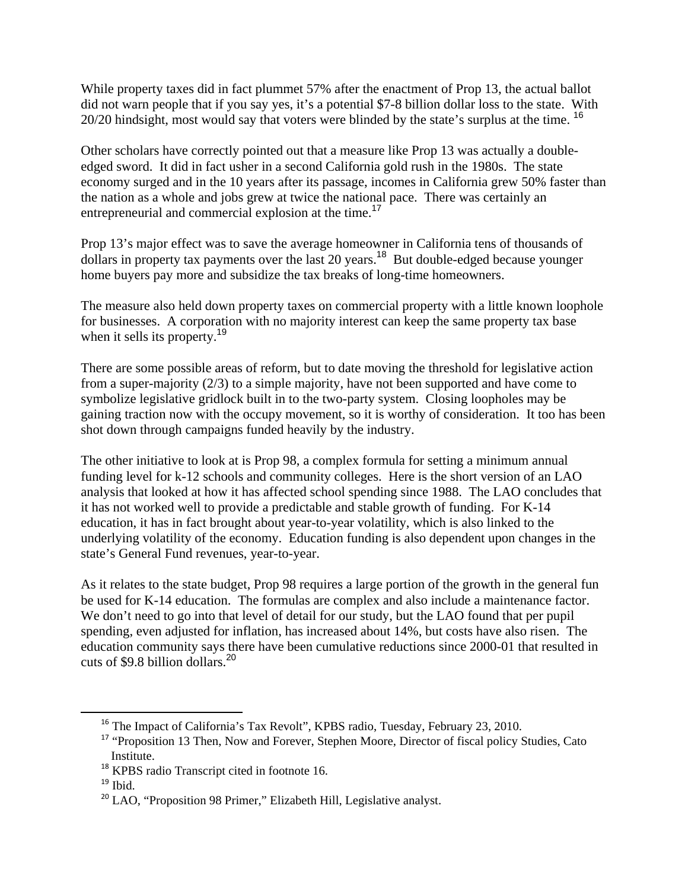While property taxes did in fact plummet 57% after the enactment of Prop 13, the actual ballot did not warn people that if you say yes, it's a potential $7-8 billion dollar loss to the state. With 20/20 hindsight, most would say that voters were blinded by the state's surplus at the time. [16]

Other scholars have correctly pointed out that a measure like Prop 13 was actually a double-edged sword. It did in fact usher in a second California gold rush in the 1980s. The state economy surged and in the 10 years after its passage, incomes in California grew 50% faster than the nation as a whole and jobs grew at twice the national pace. There was certainly an entrepreneurial and commercial explosion at the time.[17]

Prop 13's major effect was to save the average homeowner in California tens of thousands of dollars in property tax payments over the last 20 years.[18] But double-edged because younger home buyers pay more and subsidize the tax breaks of long-time homeowners.

The measure also held down property taxes on commercial property with a little known loophole for businesses. A corporation with no majority interest can keep the same property tax base when it sells its property.[19]

There are some possible areas of reform, but to date moving the threshold for legislative action from a super-majority (2/3) to a simple majority, have not been supported and have come to symbolize legislative gridlock built in to the two-party system. Closing loopholes may be gaining traction now with the occupy movement, so it is worthy of consideration. It too has been shot down through campaigns funded heavily by the industry.

The other initiative to look at is Prop 98, a complex formula for setting a minimum annual funding level for k-12 schools and community colleges. Here is the short version of an LAO analysis that looked at how it has affected school spending since 1988. The LAO concludes that it has not worked well to provide a predictable and stable growth of funding. For K-14 education, it has in fact brought about year-to-year volatility, which is also linked to the underlying volatility of the economy. Education funding is also dependent upon changes in the state's General Fund revenues, year-to-year.

As it relates to the state budget, Prop 98 requires a large portion of the growth in the general fun be used for K-14 education. The formulas are complex and also include a maintenance factor. We don't need to go into that level of detail for our study, but the LAO found that per pupil spending, even adjusted for inflation, has increased about 14%, but costs have also risen. The education community says there have been cumulative reductions since 2000-01 that resulted in cuts of $9.8 billion dollars.[20]

---

[16] The Impact of California's Tax Revolt", KPBS radio, Tuesday, February 23, 2010.

[17] "Proposition 13 Then, Now and Forever, Stephen Moore, Director of fiscal policy Studies, Cato Institute.

[18] KPBS radio Transcript cited in footnote 16.

[19] Ibid.

[20] LAO, "Proposition 98 Primer," Elizabeth Hill, Legislative analyst.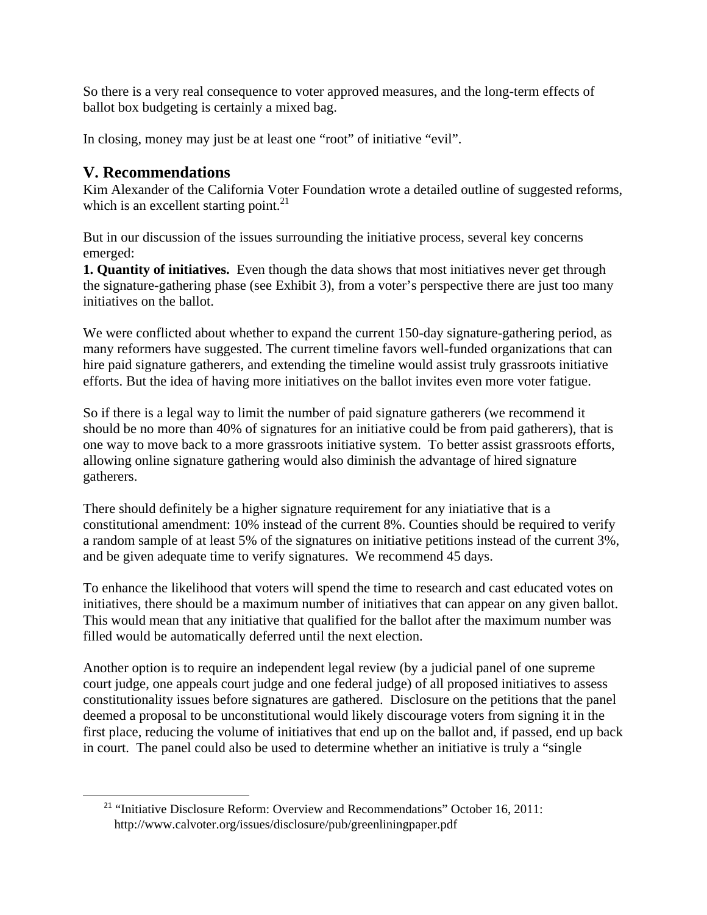So there is a very real consequence to voter approved measures, and the long-term effects of ballot box budgeting is certainly a mixed bag.

In closing, money may just be at least one "root" of initiative "evil".

## V. Recommendations

Kim Alexander of the California Voter Foundation wrote a detailed outline of suggested reforms, which is an excellent starting point.[21]

But in our discussion of the issues surrounding the initiative process, several key concerns emerged:

**1. Quantity of initiatives.** Even though the data shows that most initiatives never get through the signature-gathering phase (see Exhibit 3), from a voter's perspective there are just too many initiatives on the ballot.

We were conflicted about whether to expand the current 150-day signature-gathering period, as many reformers have suggested. The current timeline favors well-funded organizations that can hire paid signature gatherers, and extending the timeline would assist truly grassroots initiative efforts. But the idea of having more initiatives on the ballot invites even more voter fatigue.

So if there is a legal way to limit the number of paid signature gatherers (we recommend it should be no more than 40% of signatures for an initiative could be from paid gatherers), that is one way to move back to a more grassroots initiative system. To better assist grassroots efforts, allowing online signature gathering would also diminish the advantage of hired signature gatherers.

There should definitely be a higher signature requirement for any iniatiative that is a constitutional amendment: 10% instead of the current 8%. Counties should be required to verify a random sample of at least 5% of the signatures on initiative petitions instead of the current 3%, and be given adequate time to verify signatures. We recommend 45 days.

To enhance the likelihood that voters will spend the time to research and cast educated votes on initiatives, there should be a maximum number of initiatives that can appear on any given ballot. This would mean that any initiative that qualified for the ballot after the maximum number was filled would be automatically deferred until the next election.

Another option is to require an independent legal review (by a judicial panel of one supreme court judge, one appeals court judge and one federal judge) of all proposed initiatives to assess constitutionality issues before signatures are gathered. Disclosure on the petitions that the panel deemed a proposal to be unconstitutional would likely discourage voters from signing it in the first place, reducing the volume of initiatives that end up on the ballot and, if passed, end up back in court. The panel could also be used to determine whether an initiative is truly a "single

[21] "Initiative Disclosure Reform: Overview and Recommendations" October 16, 2011: http://www.calvoter.org/issues/disclosure/pub/greenliningpaper.pdf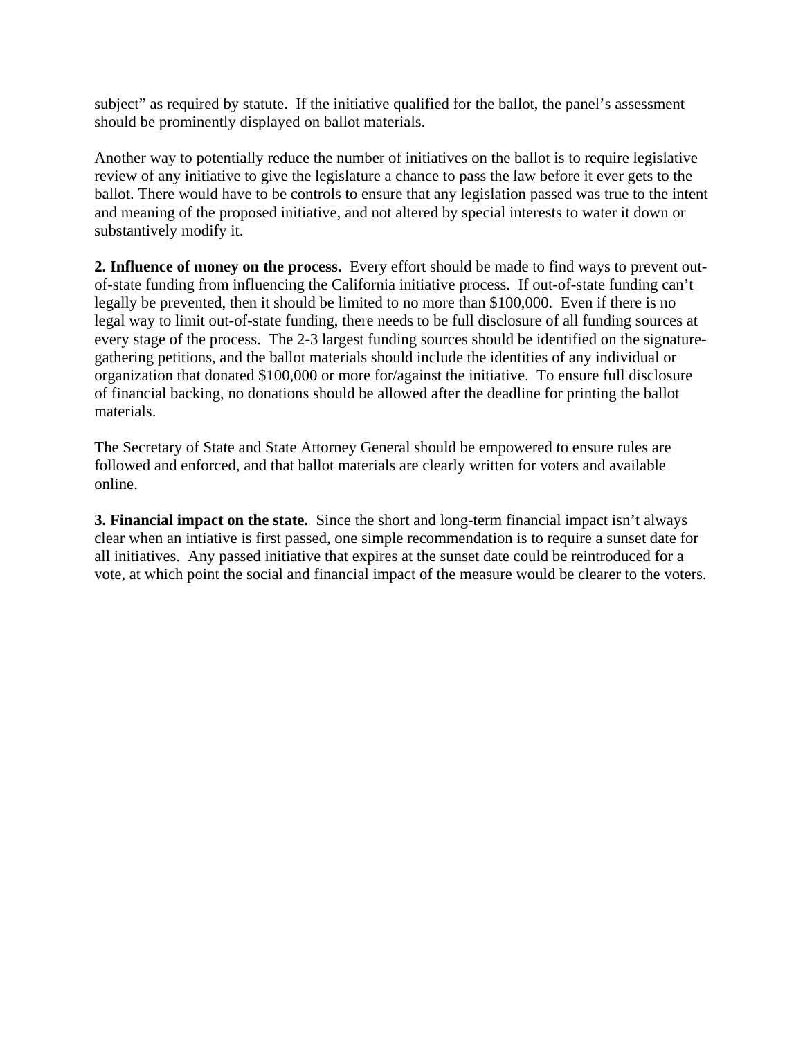subject" as required by statute.  If the initiative qualified for the ballot, the panel's assessment should be prominently displayed on ballot materials.

Another way to potentially reduce the number of initiatives on the ballot is to require legislative review of any initiative to give the legislature a chance to pass the law before it ever gets to the ballot. There would have to be controls to ensure that any legislation passed was true to the intent and meaning of the proposed initiative, and not altered by special interests to water it down or substantively modify it.

**2. Influence of money on the process.**  Every effort should be made to find ways to prevent out-of-state funding from influencing the California initiative process.  If out-of-state funding can't legally be prevented, then it should be limited to no more than $100,000.  Even if there is no legal way to limit out-of-state funding, there needs to be full disclosure of all funding sources at every stage of the process.  The 2-3 largest funding sources should be identified on the signature-gathering petitions, and the ballot materials should include the identities of any individual or organization that donated $100,000 or more for/against the initiative.  To ensure full disclosure of financial backing, no donations should be allowed after the deadline for printing the ballot materials.

The Secretary of State and State Attorney General should be empowered to ensure rules are followed and enforced, and that ballot materials are clearly written for voters and available online.

**3. Financial impact on the state.**  Since the short and long-term financial impact isn't always clear when an intiative is first passed, one simple recommendation is to require a sunset date for all initiatives.  Any passed initiative that expires at the sunset date could be reintroduced for a vote, at which point the social and financial impact of the measure would be clearer to the voters.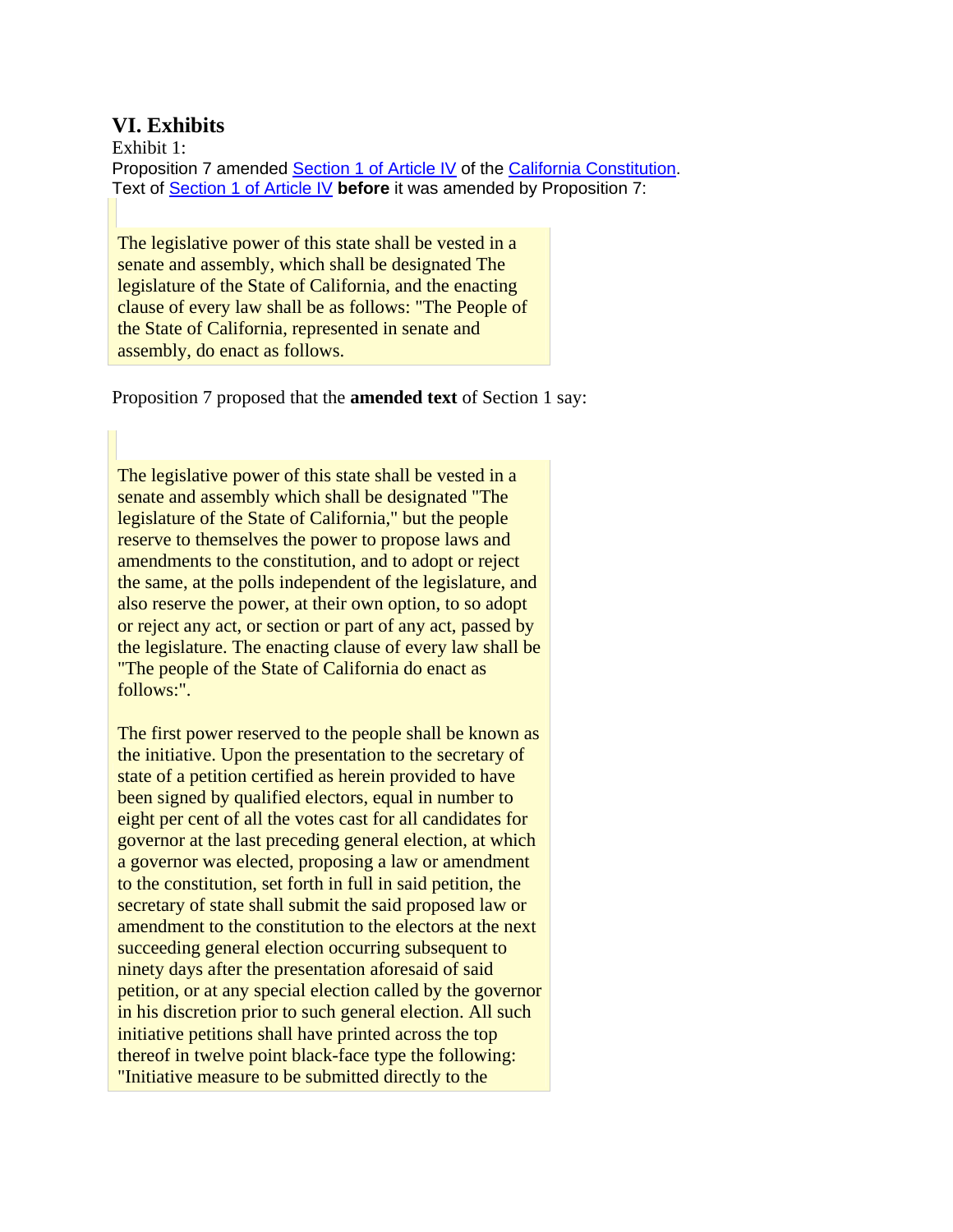## VI. Exhibits

Exhibit 1:

Proposition 7 amended Section 1 of Article IV of the California Constitution.

Text of Section 1 of Article IV **before** it was amended by Proposition 7:

> The legislative power of this state shall be vested in a senate and assembly, which shall be designated The legislature of the State of California, and the enacting clause of every law shall be as follows: "The People of the State of California, represented in senate and assembly, do enact as follows.

Proposition 7 proposed that the **amended text** of Section 1 say:

> The legislative power of this state shall be vested in a senate and assembly which shall be designated "The legislature of the State of California," but the people reserve to themselves the power to propose laws and amendments to the constitution, and to adopt or reject the same, at the polls independent of the legislature, and also reserve the power, at their own option, to so adopt or reject any act, or section or part of any act, passed by the legislature. The enacting clause of every law shall be "The people of the State of California do enact as follows:".
>
> The first power reserved to the people shall be known as the initiative. Upon the presentation to the secretary of state of a petition certified as herein provided to have been signed by qualified electors, equal in number to eight per cent of all the votes cast for all candidates for governor at the last preceding general election, at which a governor was elected, proposing a law or amendment to the constitution, set forth in full in said petition, the secretary of state shall submit the said proposed law or amendment to the constitution to the electors at the next succeeding general election occurring subsequent to ninety days after the presentation aforesaid of said petition, or at any special election called by the governor in his discretion prior to such general election. All such initiative petitions shall have printed across the top thereof in twelve point black-face type the following: "Initiative measure to be submitted directly to the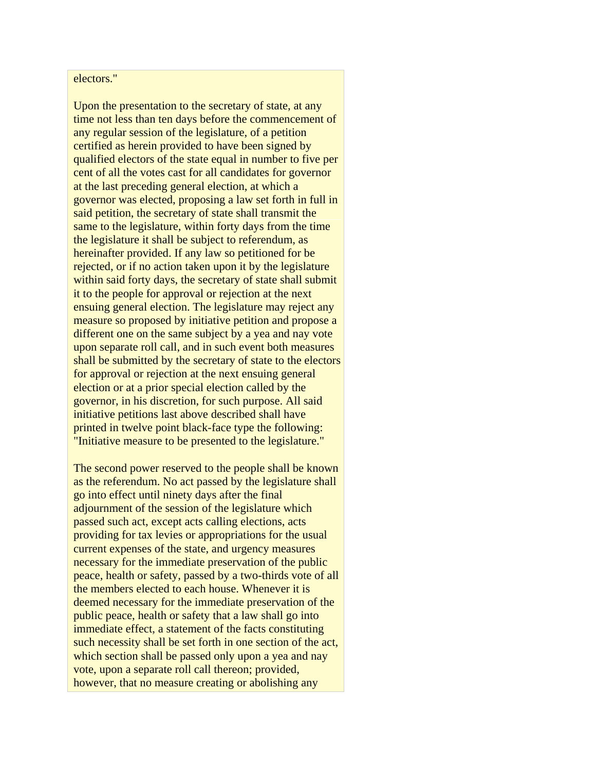electors."

Upon the presentation to the secretary of state, at any time not less than ten days before the commencement of any regular session of the legislature, of a petition certified as herein provided to have been signed by qualified electors of the state equal in number to five per cent of all the votes cast for all candidates for governor at the last preceding general election, at which a governor was elected, proposing a law set forth in full in said petition, the secretary of state shall transmit the same to the legislature, within forty days from the time the legislature it shall be subject to referendum, as hereinafter provided. If any law so petitioned for be rejected, or if no action taken upon it by the legislature within said forty days, the secretary of state shall submit it to the people for approval or rejection at the next ensuing general election. The legislature may reject any measure so proposed by initiative petition and propose a different one on the same subject by a yea and nay vote upon separate roll call, and in such event both measures shall be submitted by the secretary of state to the electors for approval or rejection at the next ensuing general election or at a prior special election called by the governor, in his discretion, for such purpose. All said initiative petitions last above described shall have printed in twelve point black-face type the following: "Initiative measure to be presented to the legislature."

The second power reserved to the people shall be known as the referendum. No act passed by the legislature shall go into effect until ninety days after the final adjournment of the session of the legislature which passed such act, except acts calling elections, acts providing for tax levies or appropriations for the usual current expenses of the state, and urgency measures necessary for the immediate preservation of the public peace, health or safety, passed by a two-thirds vote of all the members elected to each house. Whenever it is deemed necessary for the immediate preservation of the public peace, health or safety that a law shall go into immediate effect, a statement of the facts constituting such necessity shall be set forth in one section of the act, which section shall be passed only upon a yea and nay vote, upon a separate roll call thereon; provided, however, that no measure creating or abolishing any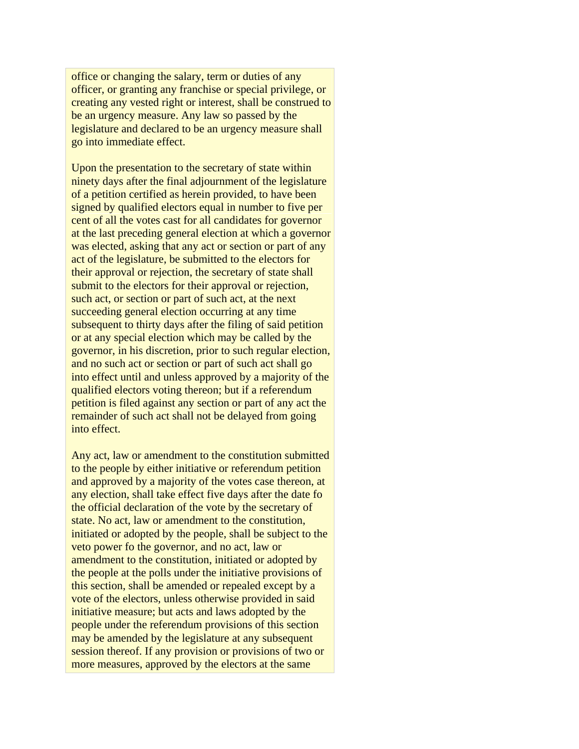office or changing the salary, term or duties of any officer, or granting any franchise or special privilege, or creating any vested right or interest, shall be construed to be an urgency measure. Any law so passed by the legislature and declared to be an urgency measure shall go into immediate effect.

Upon the presentation to the secretary of state within ninety days after the final adjournment of the legislature of a petition certified as herein provided, to have been signed by qualified electors equal in number to five per cent of all the votes cast for all candidates for governor at the last preceding general election at which a governor was elected, asking that any act or section or part of any act of the legislature, be submitted to the electors for their approval or rejection, the secretary of state shall submit to the electors for their approval or rejection, such act, or section or part of such act, at the next succeeding general election occurring at any time subsequent to thirty days after the filing of said petition or at any special election which may be called by the governor, in his discretion, prior to such regular election, and no such act or section or part of such act shall go into effect until and unless approved by a majority of the qualified electors voting thereon; but if a referendum petition is filed against any section or part of any act the remainder of such act shall not be delayed from going into effect.

Any act, law or amendment to the constitution submitted to the people by either initiative or referendum petition and approved by a majority of the votes case thereon, at any election, shall take effect five days after the date fo the official declaration of the vote by the secretary of state. No act, law or amendment to the constitution, initiated or adopted by the people, shall be subject to the veto power fo the governor, and no act, law or amendment to the constitution, initiated or adopted by the people at the polls under the initiative provisions of this section, shall be amended or repealed except by a vote of the electors, unless otherwise provided in said initiative measure; but acts and laws adopted by the people under the referendum provisions of this section may be amended by the legislature at any subsequent session thereof. If any provision or provisions of two or more measures, approved by the electors at the same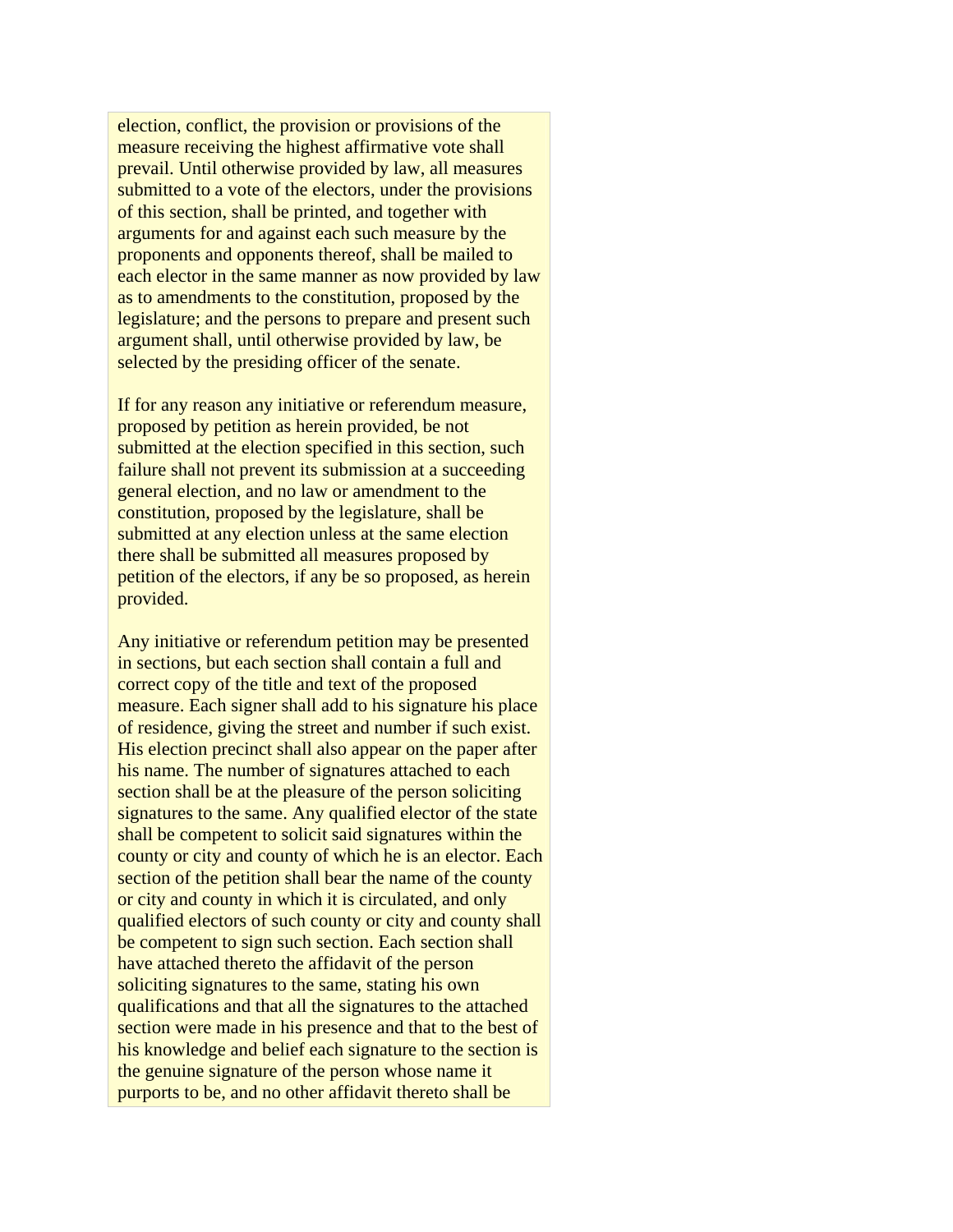election, conflict, the provision or provisions of the measure receiving the highest affirmative vote shall prevail. Until otherwise provided by law, all measures submitted to a vote of the electors, under the provisions of this section, shall be printed, and together with arguments for and against each such measure by the proponents and opponents thereof, shall be mailed to each elector in the same manner as now provided by law as to amendments to the constitution, proposed by the legislature; and the persons to prepare and present such argument shall, until otherwise provided by law, be selected by the presiding officer of the senate.

If for any reason any initiative or referendum measure, proposed by petition as herein provided, be not submitted at the election specified in this section, such failure shall not prevent its submission at a succeeding general election, and no law or amendment to the constitution, proposed by the legislature, shall be submitted at any election unless at the same election there shall be submitted all measures proposed by petition of the electors, if any be so proposed, as herein provided.

Any initiative or referendum petition may be presented in sections, but each section shall contain a full and correct copy of the title and text of the proposed measure. Each signer shall add to his signature his place of residence, giving the street and number if such exist. His election precinct shall also appear on the paper after his name. The number of signatures attached to each section shall be at the pleasure of the person soliciting signatures to the same. Any qualified elector of the state shall be competent to solicit said signatures within the county or city and county of which he is an elector. Each section of the petition shall bear the name of the county or city and county in which it is circulated, and only qualified electors of such county or city and county shall be competent to sign such section. Each section shall have attached thereto the affidavit of the person soliciting signatures to the same, stating his own qualifications and that all the signatures to the attached section were made in his presence and that to the best of his knowledge and belief each signature to the section is the genuine signature of the person whose name it purports to be, and no other affidavit thereto shall be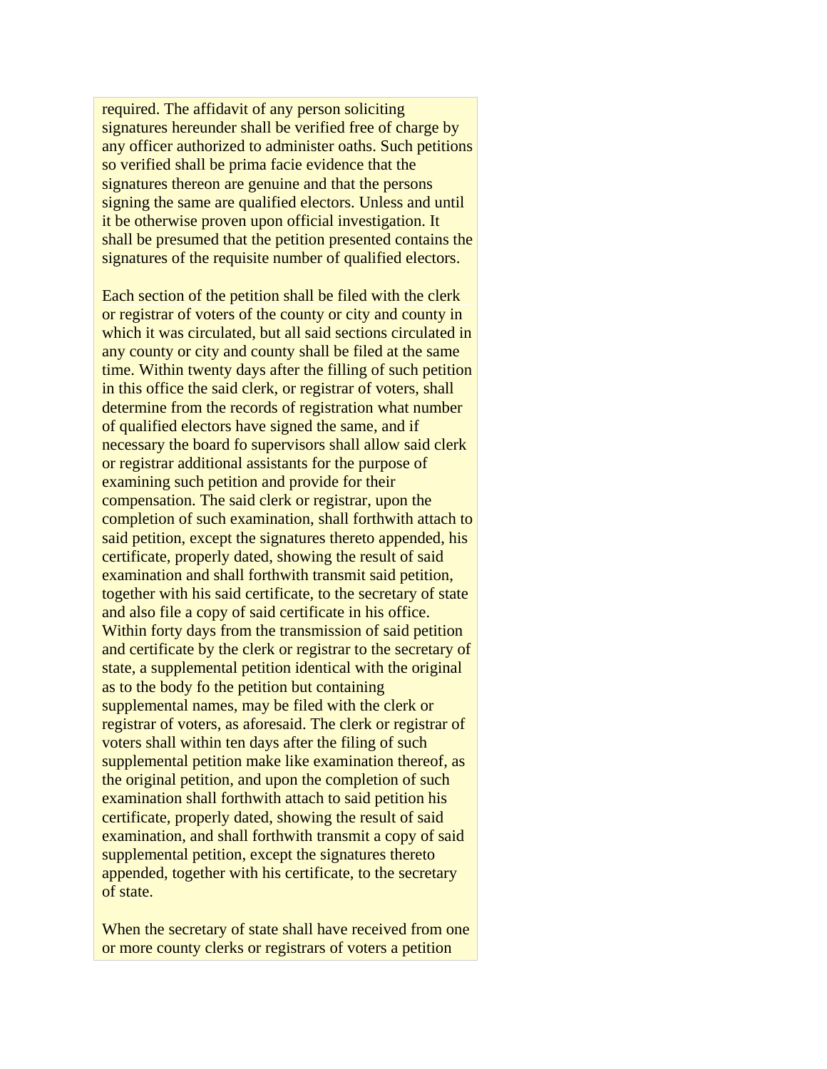required. The affidavit of any person soliciting signatures hereunder shall be verified free of charge by any officer authorized to administer oaths. Such petitions so verified shall be prima facie evidence that the signatures thereon are genuine and that the persons signing the same are qualified electors. Unless and until it be otherwise proven upon official investigation. It shall be presumed that the petition presented contains the signatures of the requisite number of qualified electors.

Each section of the petition shall be filed with the clerk or registrar of voters of the county or city and county in which it was circulated, but all said sections circulated in any county or city and county shall be filed at the same time. Within twenty days after the filling of such petition in this office the said clerk, or registrar of voters, shall determine from the records of registration what number of qualified electors have signed the same, and if necessary the board fo supervisors shall allow said clerk or registrar additional assistants for the purpose of examining such petition and provide for their compensation. The said clerk or registrar, upon the completion of such examination, shall forthwith attach to said petition, except the signatures thereto appended, his certificate, properly dated, showing the result of said examination and shall forthwith transmit said petition, together with his said certificate, to the secretary of state and also file a copy of said certificate in his office. Within forty days from the transmission of said petition and certificate by the clerk or registrar to the secretary of state, a supplemental petition identical with the original as to the body fo the petition but containing supplemental names, may be filed with the clerk or registrar of voters, as aforesaid. The clerk or registrar of voters shall within ten days after the filing of such supplemental petition make like examination thereof, as the original petition, and upon the completion of such examination shall forthwith attach to said petition his certificate, properly dated, showing the result of said examination, and shall forthwith transmit a copy of said supplemental petition, except the signatures thereto appended, together with his certificate, to the secretary of state.

When the secretary of state shall have received from one or more county clerks or registrars of voters a petition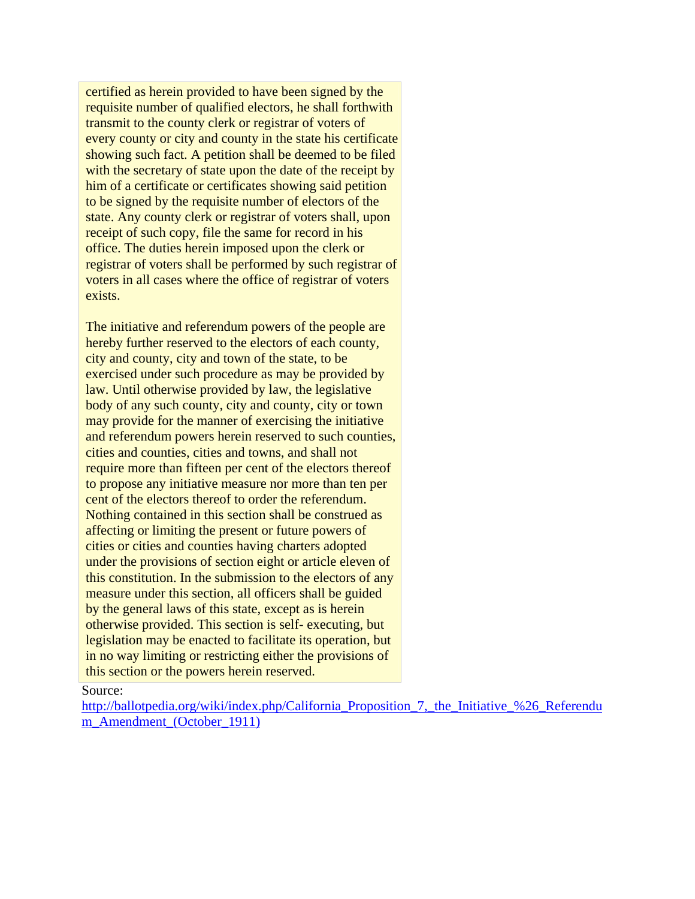certified as herein provided to have been signed by the requisite number of qualified electors, he shall forthwith transmit to the county clerk or registrar of voters of every county or city and county in the state his certificate showing such fact. A petition shall be deemed to be filed with the secretary of state upon the date of the receipt by him of a certificate or certificates showing said petition to be signed by the requisite number of electors of the state. Any county clerk or registrar of voters shall, upon receipt of such copy, file the same for record in his office. The duties herein imposed upon the clerk or registrar of voters shall be performed by such registrar of voters in all cases where the office of registrar of voters exists.

The initiative and referendum powers of the people are hereby further reserved to the electors of each county, city and county, city and town of the state, to be exercised under such procedure as may be provided by law. Until otherwise provided by law, the legislative body of any such county, city and county, city or town may provide for the manner of exercising the initiative and referendum powers herein reserved to such counties, cities and counties, cities and towns, and shall not require more than fifteen per cent of the electors thereof to propose any initiative measure nor more than ten per cent of the electors thereof to order the referendum. Nothing contained in this section shall be construed as affecting or limiting the present or future powers of cities or cities and counties having charters adopted under the provisions of section eight or article eleven of this constitution. In the submission to the electors of any measure under this section, all officers shall be guided by the general laws of this state, except as is herein otherwise provided. This section is self- executing, but legislation may be enacted to facilitate its operation, but in no way limiting or restricting either the provisions of this section or the powers herein reserved.

Source:
http://ballotpedia.org/wiki/index.php/California_Proposition_7,_the_Initiative_%26_Referendum_Amendment_(October_1911)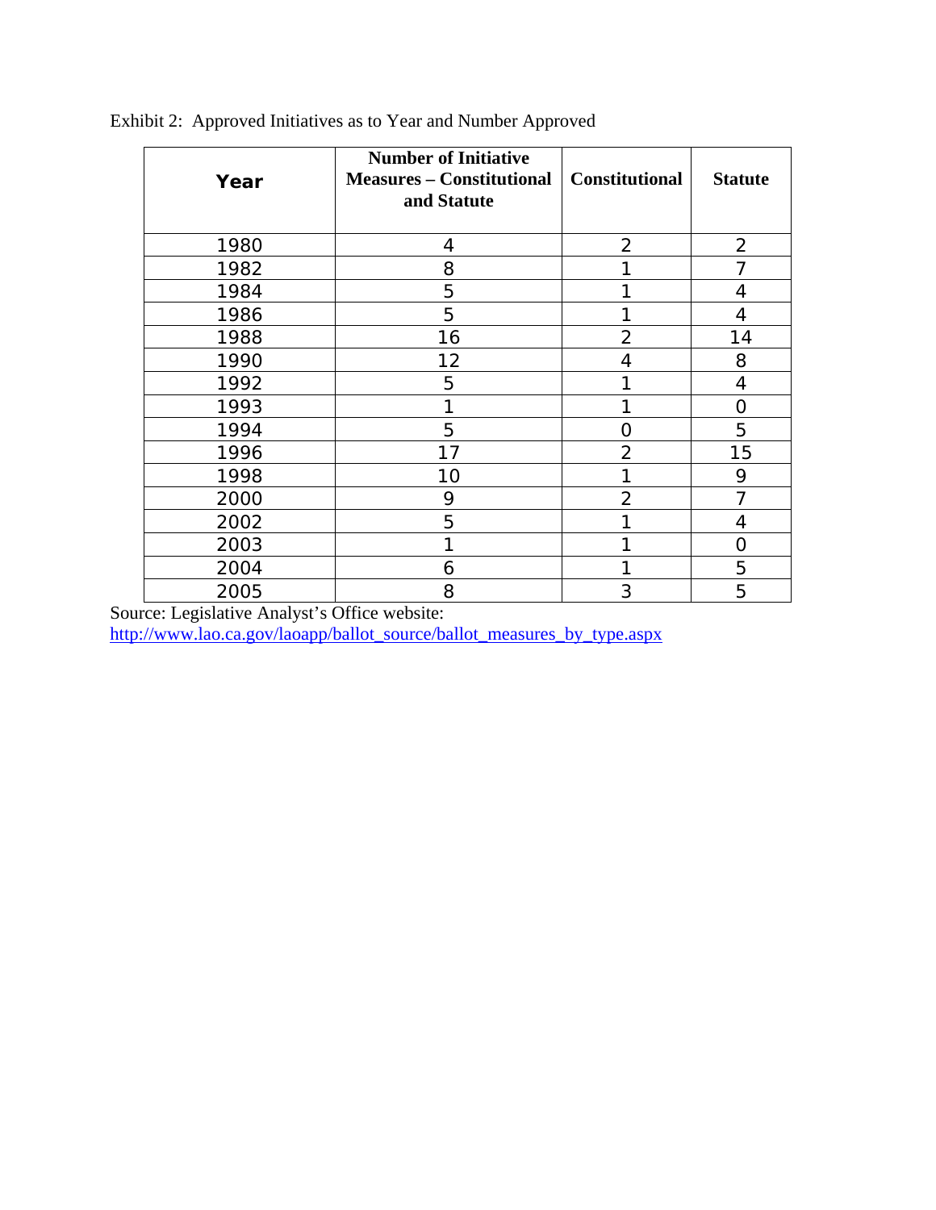Exhibit 2: Approved Initiatives as to Year and Number Approved

| Year | Number of Initiative Measures – Constitutional and Statute | Constitutional | Statute |
|---|---|---|---|
| 1980 | 4 | 2 | 2 |
| 1982 | 8 | 1 | 7 |
| 1984 | 5 | 1 | 4 |
| 1986 | 5 | 1 | 4 |
| 1988 | 16 | 2 | 14 |
| 1990 | 12 | 4 | 8 |
| 1992 | 5 | 1 | 4 |
| 1993 | 1 | 1 | 0 |
| 1994 | 5 | 0 | 5 |
| 1996 | 17 | 2 | 15 |
| 1998 | 10 | 1 | 9 |
| 2000 | 9 | 2 | 7 |
| 2002 | 5 | 1 | 4 |
| 2003 | 1 | 1 | 0 |
| 2004 | 6 | 1 | 5 |
| 2005 | 8 | 3 | 5 |

Source: Legislative Analyst's Office website:
http://www.lao.ca.gov/laoapp/ballot_source/ballot_measures_by_type.aspx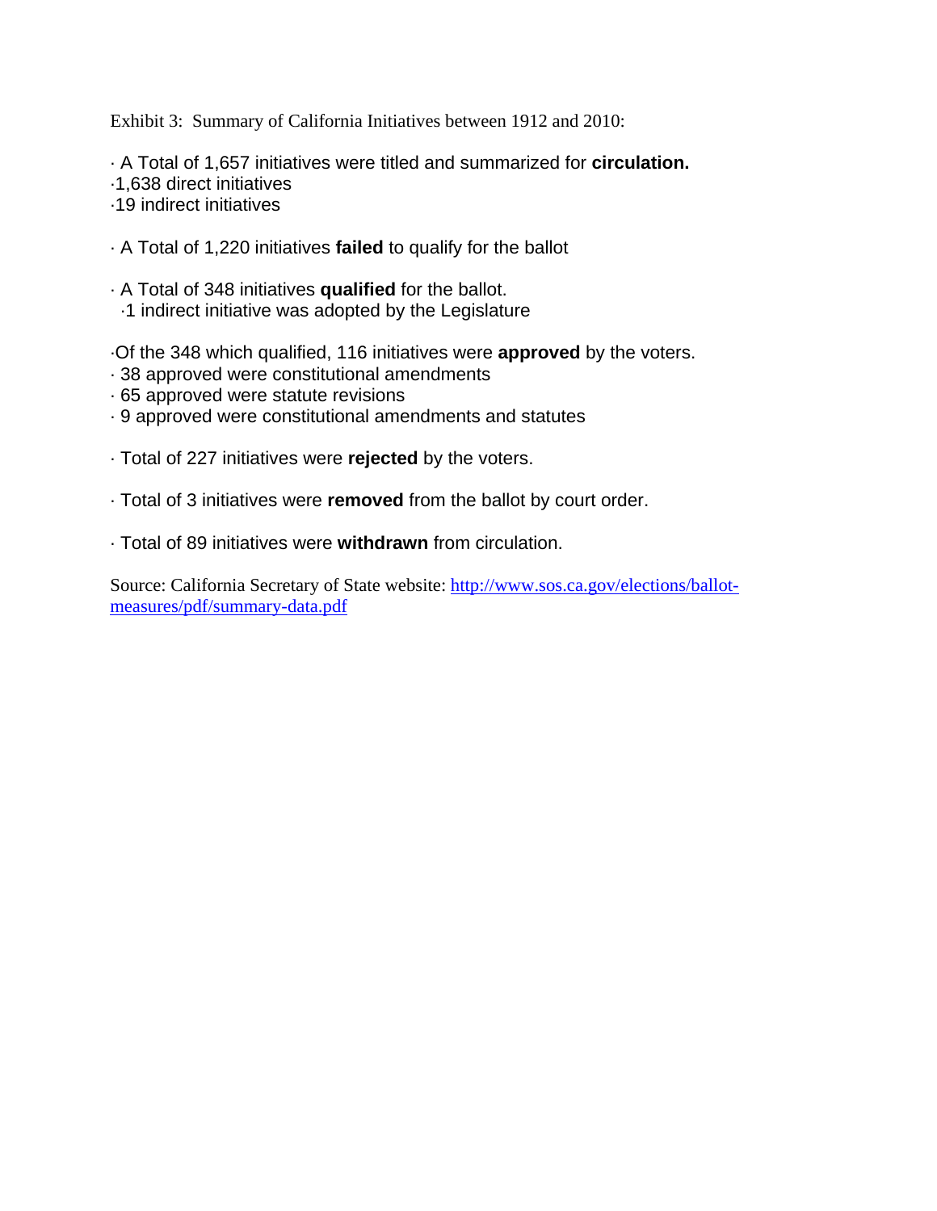Exhibit 3: Summary of California Initiatives between 1912 and 2010:

· A Total of 1,657 initiatives were titled and summarized for **circulation.**
·1,638 direct initiatives
·19 indirect initiatives

· A Total of 1,220 initiatives **failed** to qualify for the ballot

· A Total of 348 initiatives **qualified** for the ballot.
·1 indirect initiative was adopted by the Legislature

·Of the 348 which qualified, 116 initiatives were **approved** by the voters.
· 38 approved were constitutional amendments
· 65 approved were statute revisions
· 9 approved were constitutional amendments and statutes

· Total of 227 initiatives were **rejected** by the voters.

· Total of 3 initiatives were **removed** from the ballot by court order.

· Total of 89 initiatives were **withdrawn** from circulation.

Source: California Secretary of State website: http://www.sos.ca.gov/elections/ballot-measures/pdf/summary-data.pdf